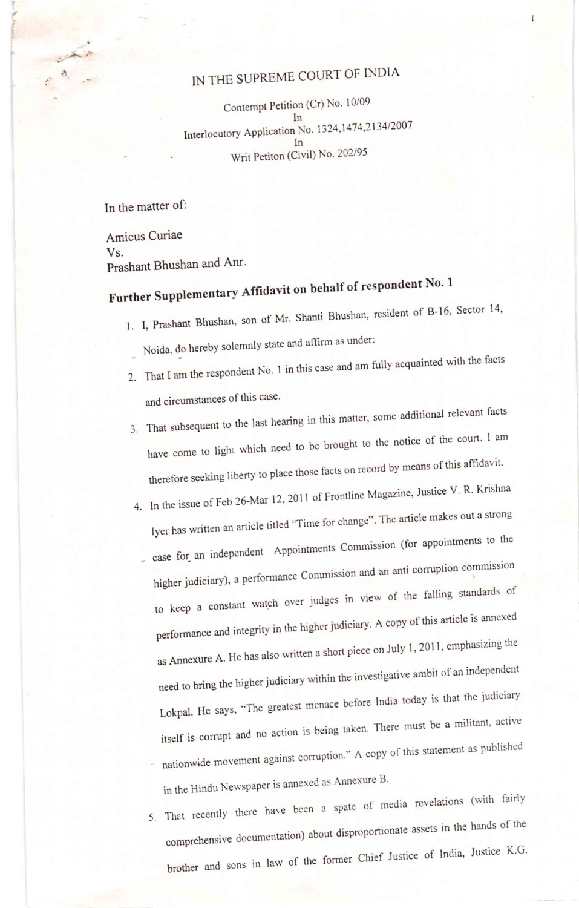# IN THE SUPREME COURT OF INDIA

Contempt Petition (Cr) No. 10/09
In
Interlocutory Application No. 1324,1474,2134/2007
In
Writ Petiton (Civil) No. 202/95

In the matter of:

Amicus Curiae
Vs.
Prashant Bhushan and Anr.

## Further Supplementary Affidavit on behalf of respondent No. 1

1. I, Prashant Bhushan, son of Mr. Shanti Bhushan, resident of B-16, Sector 14, Noida, do hereby solemnly state and affirm as under:
2. That I am the respondent No. 1 in this case and am fully acquainted with the facts and circumstances of this case.
3. That subsequent to the last hearing in this matter, some additional relevant facts have come to light which need to be brought to the notice of the court. I am therefore seeking liberty to place those facts on record by means of this affidavit.
4. In the issue of Feb 26-Mar 12, 2011 of Frontline Magazine, Justice V. R. Krishna Iyer has written an article titled "Time for change". The article makes out a strong case for an independent Appointments Commission (for appointments to the higher judiciary), a performance Commission and an anti corruption commission to keep a constant watch over judges in view of the falling standards of performance and integrity in the higher judiciary. A copy of this article is annexed as Annexure A. He has also written a short piece on July 1, 2011, emphasizing the need to bring the higher judiciary within the investigative ambit of an independent Lokpal. He says, "The greatest menace before India today is that the judiciary itself is corrupt and no action is being taken. There must be a militant, active nationwide movement against corruption." A copy of this statement as published in the Hindu Newspaper is annexed as Annexure B.
5. That recently there have been a spate of media revelations (with fairly comprehensive documentation) about disproportionate assets in the hands of the brother and sons in law of the former Chief Justice of India, Justice K.G.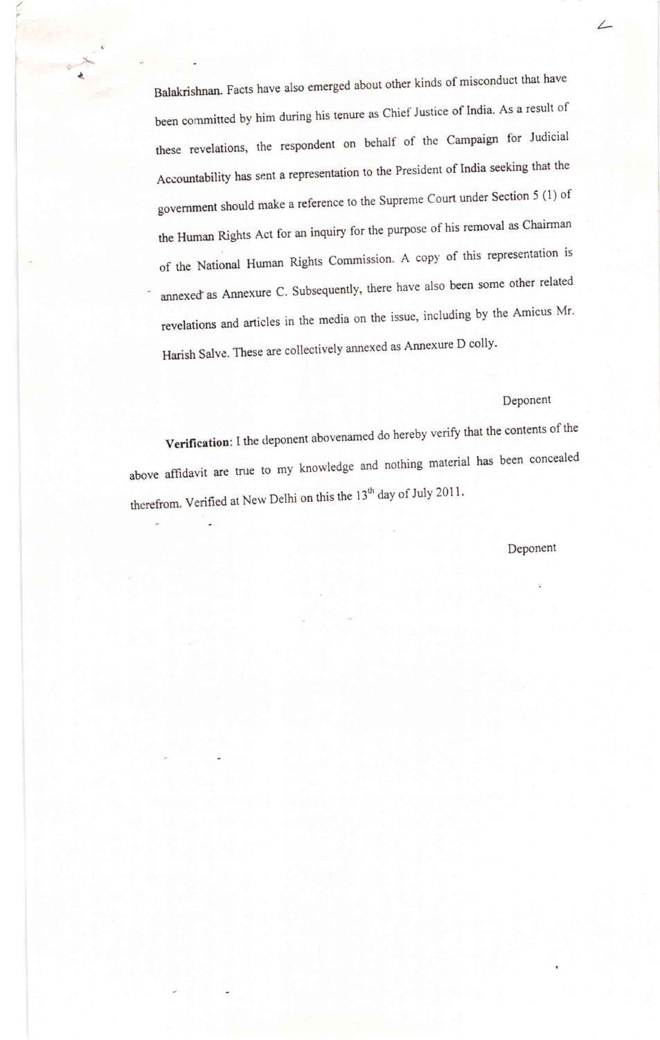Balakrishnan. Facts have also emerged about other kinds of misconduct that have been committed by him during his tenure as Chief Justice of India. As a result of these revelations, the respondent on behalf of the Campaign for Judicial Accountability has sent a representation to the President of India seeking that the government should make a reference to the Supreme Court under Section 5 (1) of the Human Rights Act for an inquiry for the purpose of his removal as Chairman of the National Human Rights Commission. A copy of this representation is annexed as Annexure C. Subsequently, there have also been some other related revelations and articles in the media on the issue, including by the Amicus Mr. Harish Salve. These are collectively annexed as Annexure D colly.

Deponent

**Verification**: I the deponent abovenamed do hereby verify that the contents of the above affidavit are true to my knowledge and nothing material has been concealed therefrom. Verified at New Delhi on this the 13th day of July 2011.

Deponent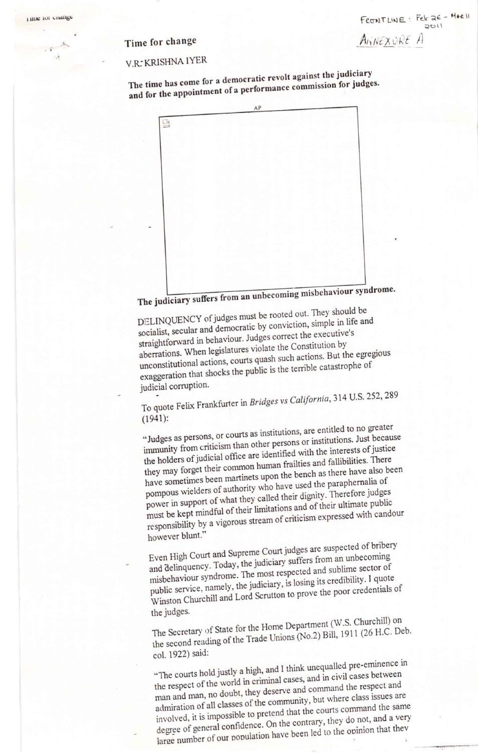FRONTLINE: Feb 26 - Mar 11 2011

ANNEXURE A

# Time for change

V.R. KRISHNA IYER

**The time has come for a democratic revolt against the judiciary and for the appointment of a performance commission for judges.**

AP

**The judiciary suffers from an unbecoming misbehaviour syndrome.**

DELINQUENCY of judges must be rooted out. They should be socialist, secular and democratic by conviction, simple in life and straightforward in behaviour. Judges correct the executive's aberrations. When legislatures violate the Constitution by unconstitutional actions, courts quash such actions. But the egregious exaggeration that shocks the public is the terrible catastrophe of judicial corruption.

To quote Felix Frankfurter in *Bridges vs California*, 314 U.S. 252, 289 (1941):

"Judges as persons, or courts as institutions, are entitled to no greater immunity from criticism than other persons or institutions. Just because the holders of judicial office are identified with the interests of justice they may forget their common human frailties and fallibilities. There have sometimes been martinets upon the bench as there have also been pompous wielders of authority who have used the paraphernalia of power in support of what they called their dignity. Therefore judges must be kept mindful of their limitations and of their ultimate public responsibility by a vigorous stream of criticism expressed with candour however blunt."

Even High Court and Supreme Court judges are suspected of bribery and delinquency. Today, the judiciary suffers from an unbecoming misbehaviour syndrome. The most respected and sublime sector of public service, namely, the judiciary, is losing its credibility. I quote Winston Churchill and Lord Scrutton to prove the poor credentials of the judges.

The Secretary of State for the Home Department (W.S. Churchill) on the second reading of the Trade Unions (No.2) Bill, 1911 (26 H.C. Deb. col. 1922) said:

"The courts hold justly a high, and I think unequalled pre-eminence in the respect of the world in criminal cases, and in civil cases between man and man, no doubt, they deserve and command the respect and admiration of all classes of the community, but where class issues are involved, it is impossible to pretend that the courts command the same degree of general confidence. On the contrary, they do not, and a very large number of our population have been led to the opinion that they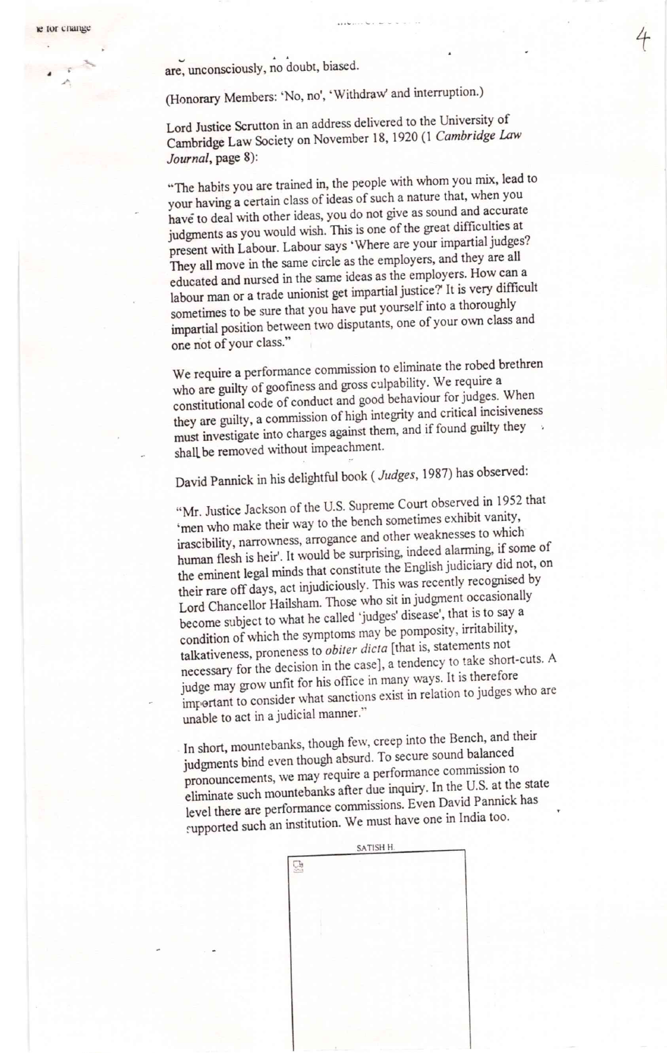are, unconsciously, no doubt, biased.

(Honorary Members: 'No, no', 'Withdraw' and interruption.)

Lord Justice Scrutton in an address delivered to the University of Cambridge Law Society on November 18, 1920 (1 *Cambridge Law Journal*, page 8):

"The habits you are trained in, the people with whom you mix, lead to your having a certain class of ideas of such a nature that, when you have to deal with other ideas, you do not give as sound and accurate judgments as you would wish. This is one of the great difficulties at present with Labour. Labour says 'Where are your impartial judges? They all move in the same circle as the employers, and they are all educated and nursed in the same ideas as the employers. How can a labour man or a trade unionist get impartial justice?' It is very difficult sometimes to be sure that you have put yourself into a thoroughly impartial position between two disputants, one of your own class and one not of your class."

We require a performance commission to eliminate the robed brethren who are guilty of goofiness and gross culpability. We require a constitutional code of conduct and good behaviour for judges. When they are guilty, a commission of high integrity and critical incisiveness must investigate into charges against them, and if found guilty they shall be removed without impeachment.

David Pannick in his delightful book (*Judges*, 1987) has observed:

"Mr. Justice Jackson of the U.S. Supreme Court observed in 1952 that 'men who make their way to the bench sometimes exhibit vanity, irascibility, narrowness, arrogance and other weaknesses to which human flesh is heir'. It would be surprising, indeed alarming, if some of the eminent legal minds that constitute the English judiciary did not, on their rare off days, act injudiciously. This was recently recognised by Lord Chancellor Hailsham. Those who sit in judgment occasionally become subject to what he called 'judges' disease', that is to say a condition of which the symptoms may be pomposity, irritability, talkativeness, proneness to *obiter dicta* [that is, statements not necessary for the decision in the case], a tendency to take short-cuts. A judge may grow unfit for his office in many ways. It is therefore important to consider what sanctions exist in relation to judges who are unable to act in a judicial manner."

In short, mountebanks, though few, creep into the Bench, and their judgments bind even though absurd. To secure sound balanced pronouncements, we may require a performance commission to eliminate such mountebanks after due inquiry. In the U.S. at the state level there are performance commissions. Even David Pannick has supported such an institution. We must have one in India too.

SATISH H.